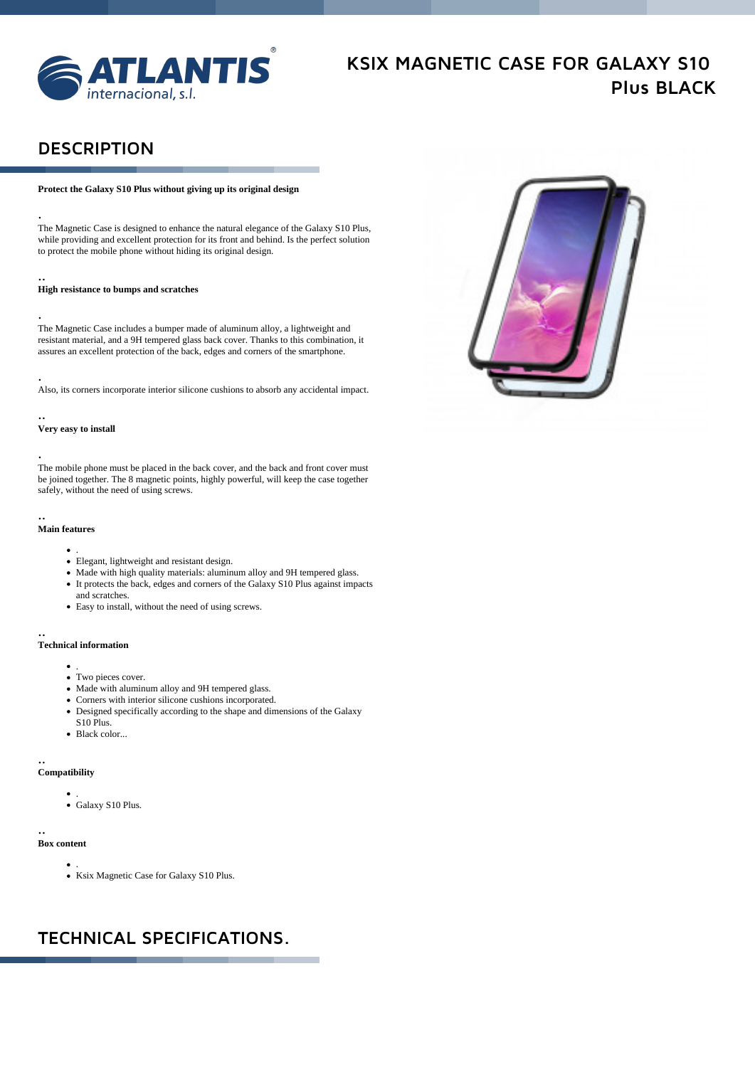# KSIX MAGNETIC CASE FOR GALAXY S10 Plus BLACK

## DESCRIPTION

**Protect the Galaxy S10 Plus without giving up its original design**

.

The Magnetic Case is designed to enhance the natural elegance of the Galaxy S10 Plus, while providing and excellent protection for its front and behind. Is the perfect solution to protect the mobile phone without hiding its original design.

..

**High resistance to bumps and scratches**

.

The Magnetic Case includes a bumper made of aluminum alloy, a lightweight and resistant material, and a 9H tempered glass back cover. Thanks to this combination, it assures an excellent protection of the back, edges and corners of the smartphone.

.

Also, its corners incorporate interior silicone cushions to absorb any accidental impact.

..

**Very easy to install**

.

The mobile phone must be placed in the back cover, and the back and front cover must be joined together. The 8 magnetic points, highly powerful, will keep the case together safely, without the need of using screws.

..

**Main features**

- .
- Elegant, lightweight and resistant design.
- Made with high quality materials: aluminum alloy and 9H tempered glass.
- It protects the back, edges and corners of the Galaxy S10 Plus against impacts and scratches.
- Easy to install, without the need of using screws.

..

**Technical information**

- .
- Two pieces cover.
- Made with aluminum alloy and 9H tempered glass.
- Corners with interior silicone cushions incorporated.
- Designed specifically according to the shape and dimensions of the Galaxy S10 Plus.
- Black color...

..

**Compatibility**

- .
- Galaxy S10 Plus.

..

**Box content**

- .
- Ksix Magnetic Case for Galaxy S10 Plus.

## TECHNICAL SPECIFICATIONS.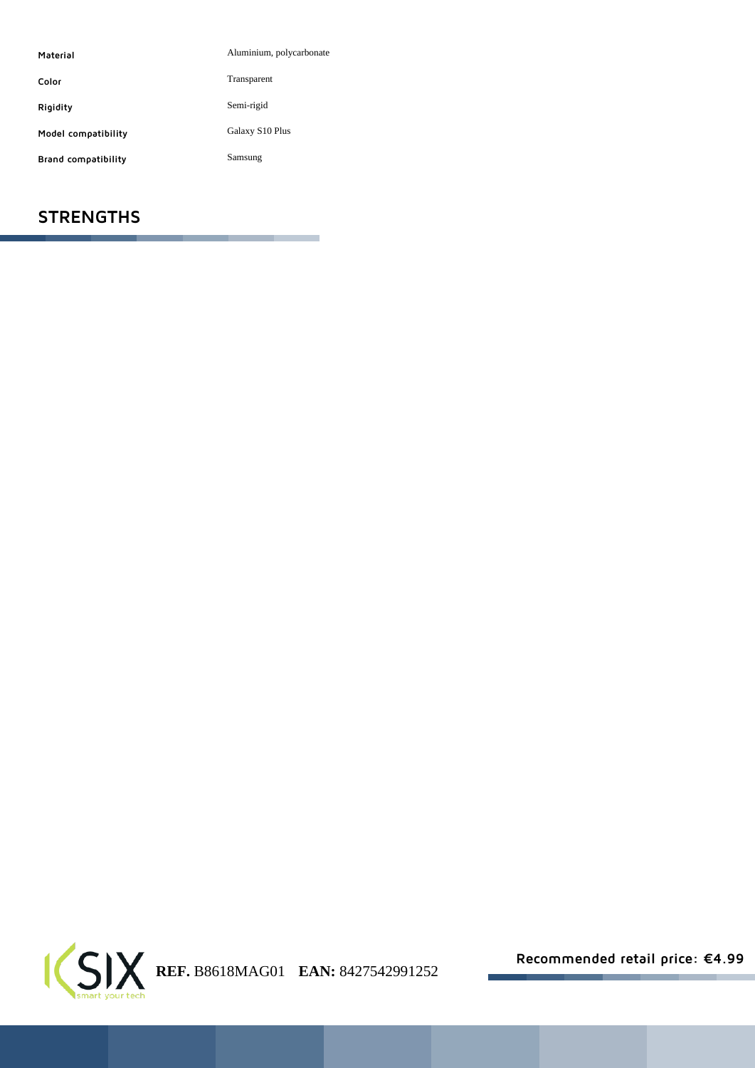| | |
|---|---|
| Material | Aluminium, polycarbonate |
| Color | Transparent |
| Rigidity | Semi-rigid |
| Model compatibility | Galaxy S10 Plus |
| Brand compatibility | Samsung |

## STRENGTHS

**REF.** B8618MAG01 **EAN:** 8427542991252

**Recommended retail price: €4.99**